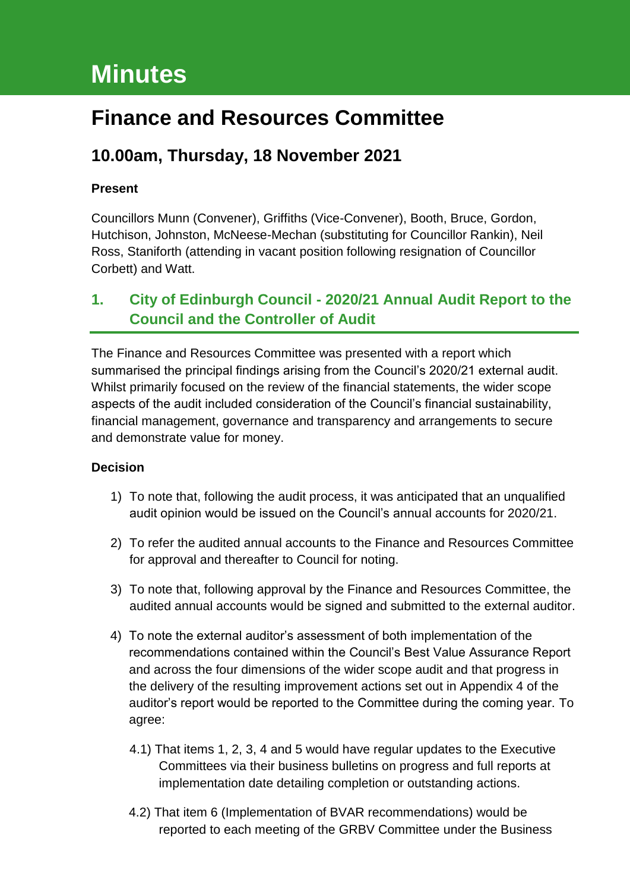# Minutes

# Finance and Resources Committee

## 10.00am, Thursday, 18 November 2021

**Present**

Councillors Munn (Convener), Griffiths (Vice-Convener), Booth, Bruce, Gordon, Hutchison, Johnston, McNeese-Mechan (substituting for Councillor Rankin), Neil Ross, Staniforth (attending in vacant position following resignation of Councillor Corbett) and Watt.

## 1. City of Edinburgh Council - 2020/21 Annual Audit Report to the Council and the Controller of Audit

The Finance and Resources Committee was presented with a report which summarised the principal findings arising from the Council's 2020/21 external audit. Whilst primarily focused on the review of the financial statements, the wider scope aspects of the audit included consideration of the Council's financial sustainability, financial management, governance and transparency and arrangements to secure and demonstrate value for money.

**Decision**

1) To note that, following the audit process, it was anticipated that an unqualified audit opinion would be issued on the Council's annual accounts for 2020/21.

2) To refer the audited annual accounts to the Finance and Resources Committee for approval and thereafter to Council for noting.

3) To note that, following approval by the Finance and Resources Committee, the audited annual accounts would be signed and submitted to the external auditor.

4) To note the external auditor's assessment of both implementation of the recommendations contained within the Council's Best Value Assurance Report and across the four dimensions of the wider scope audit and that progress in the delivery of the resulting improvement actions set out in Appendix 4 of the auditor's report would be reported to the Committee during the coming year. To agree:

   4.1) That items 1, 2, 3, 4 and 5 would have regular updates to the Executive Committees via their business bulletins on progress and full reports at implementation date detailing completion or outstanding actions.

   4.2) That item 6 (Implementation of BVAR recommendations) would be reported to each meeting of the GRBV Committee under the Business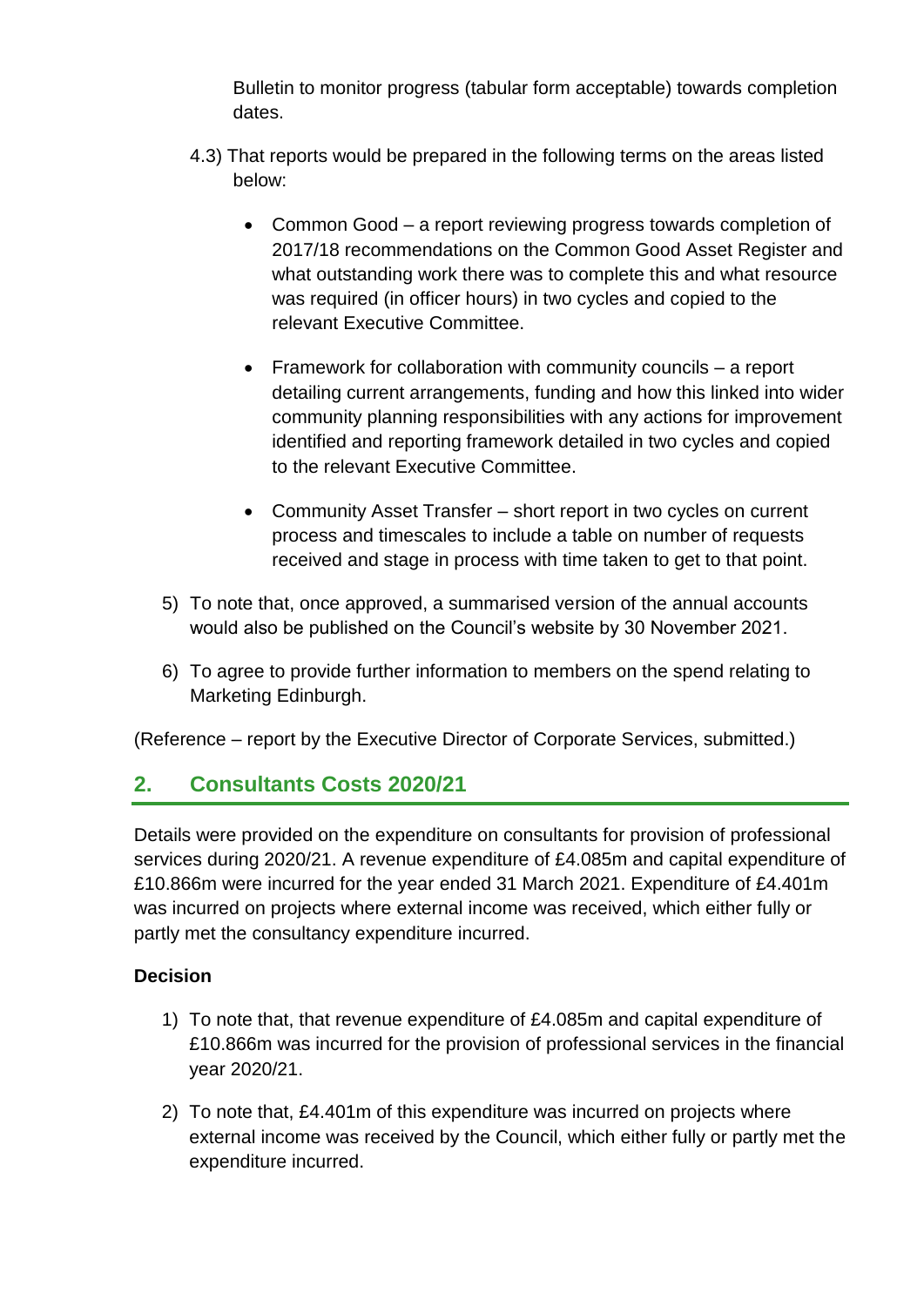Bulletin to monitor progress (tabular form acceptable) towards completion dates.

4.3) That reports would be prepared in the following terms on the areas listed below:

- Common Good – a report reviewing progress towards completion of 2017/18 recommendations on the Common Good Asset Register and what outstanding work there was to complete this and what resource was required (in officer hours) in two cycles and copied to the relevant Executive Committee.

- Framework for collaboration with community councils – a report detailing current arrangements, funding and how this linked into wider community planning responsibilities with any actions for improvement identified and reporting framework detailed in two cycles and copied to the relevant Executive Committee.

- Community Asset Transfer – short report in two cycles on current process and timescales to include a table on number of requests received and stage in process with time taken to get to that point.

5) To note that, once approved, a summarised version of the annual accounts would also be published on the Council's website by 30 November 2021.

6) To agree to provide further information to members on the spend relating to Marketing Edinburgh.

(Reference – report by the Executive Director of Corporate Services, submitted.)

## 2. Consultants Costs 2020/21

Details were provided on the expenditure on consultants for provision of professional services during 2020/21. A revenue expenditure of £4.085m and capital expenditure of £10.866m were incurred for the year ended 31 March 2021. Expenditure of £4.401m was incurred on projects where external income was received, which either fully or partly met the consultancy expenditure incurred.

**Decision**

1) To note that, that revenue expenditure of £4.085m and capital expenditure of £10.866m was incurred for the provision of professional services in the financial year 2020/21.

2) To note that, £4.401m of this expenditure was incurred on projects where external income was received by the Council, which either fully or partly met the expenditure incurred.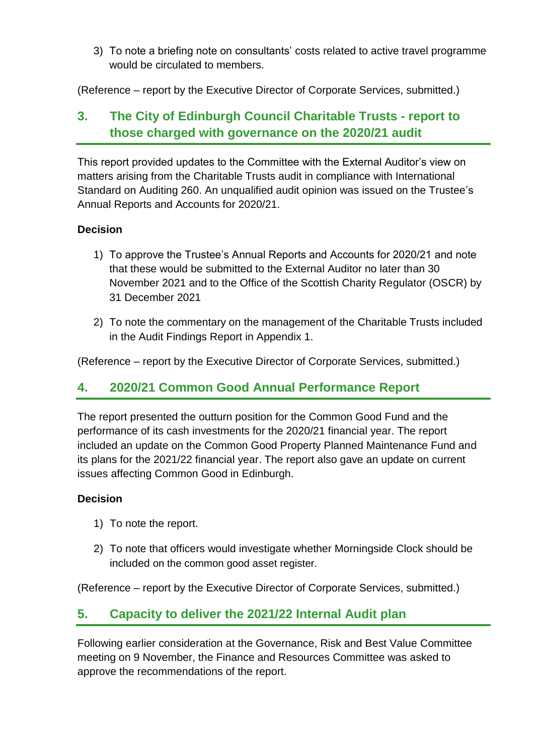3) To note a briefing note on consultants' costs related to active travel programme would be circulated to members.

(Reference – report by the Executive Director of Corporate Services, submitted.)

## 3. The City of Edinburgh Council Charitable Trusts - report to those charged with governance on the 2020/21 audit

This report provided updates to the Committee with the External Auditor's view on matters arising from the Charitable Trusts audit in compliance with International Standard on Auditing 260. An unqualified audit opinion was issued on the Trustee's Annual Reports and Accounts for 2020/21.

**Decision**

1) To approve the Trustee's Annual Reports and Accounts for 2020/21 and note that these would be submitted to the External Auditor no later than 30 November 2021 and to the Office of the Scottish Charity Regulator (OSCR) by 31 December 2021

2) To note the commentary on the management of the Charitable Trusts included in the Audit Findings Report in Appendix 1.

(Reference – report by the Executive Director of Corporate Services, submitted.)

## 4. 2020/21 Common Good Annual Performance Report

The report presented the outturn position for the Common Good Fund and the performance of its cash investments for the 2020/21 financial year. The report included an update on the Common Good Property Planned Maintenance Fund and its plans for the 2021/22 financial year. The report also gave an update on current issues affecting Common Good in Edinburgh.

**Decision**

1) To note the report.

2) To note that officers would investigate whether Morningside Clock should be included on the common good asset register.

(Reference – report by the Executive Director of Corporate Services, submitted.)

## 5. Capacity to deliver the 2021/22 Internal Audit plan

Following earlier consideration at the Governance, Risk and Best Value Committee meeting on 9 November, the Finance and Resources Committee was asked to approve the recommendations of the report.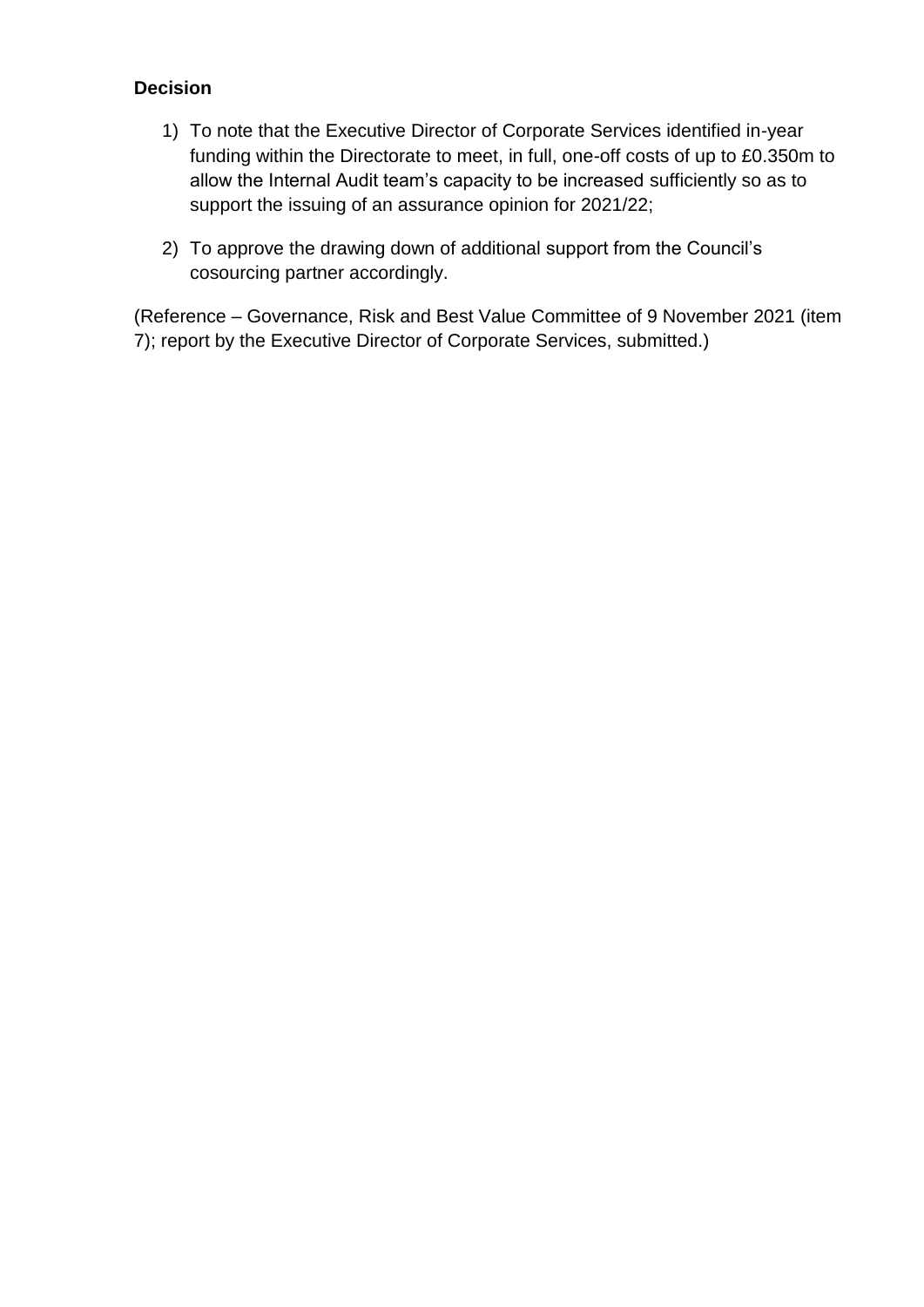**Decision**

1) To note that the Executive Director of Corporate Services identified in-year funding within the Directorate to meet, in full, one-off costs of up to £0.350m to allow the Internal Audit team's capacity to be increased sufficiently so as to support the issuing of an assurance opinion for 2021/22;

2) To approve the drawing down of additional support from the Council's cosourcing partner accordingly.

(Reference – Governance, Risk and Best Value Committee of 9 November 2021 (item 7); report by the Executive Director of Corporate Services, submitted.)